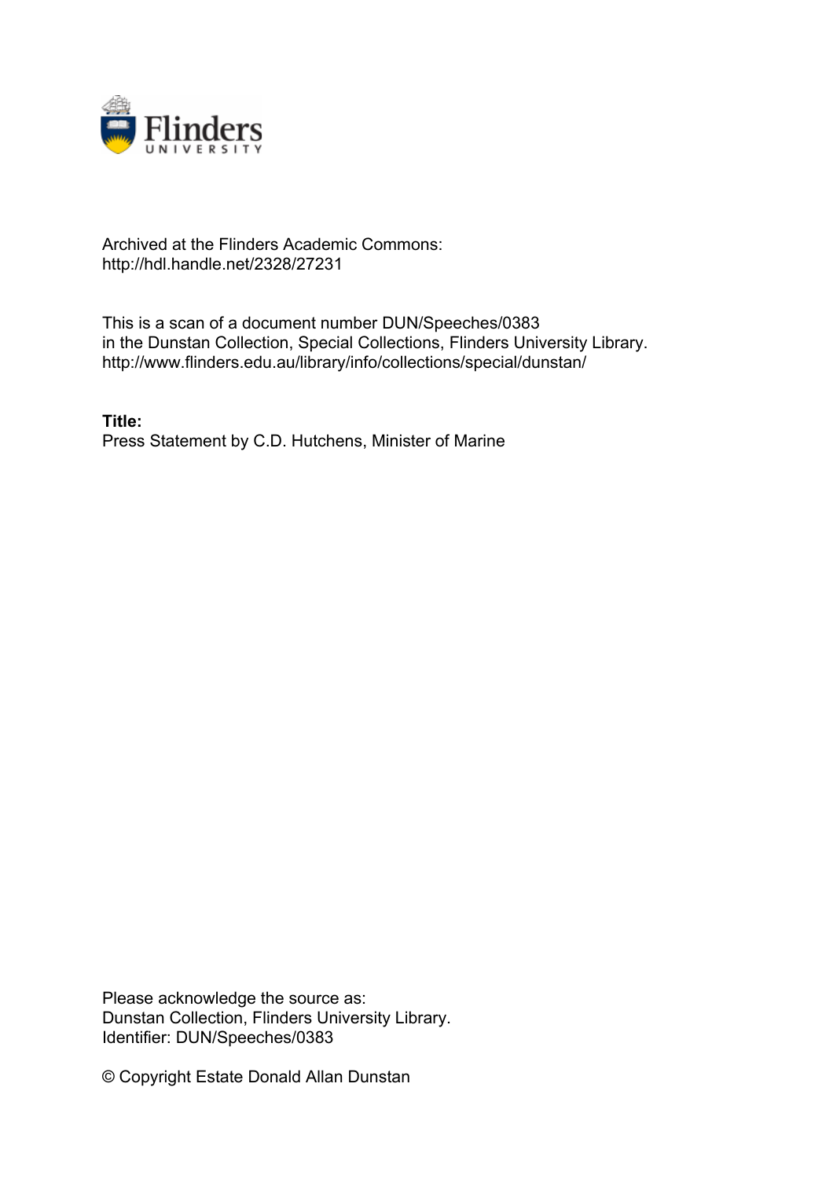Archived at the Flinders Academic Commons:
http://hdl.handle.net/2328/27231

This is a scan of a document number DUN/Speeches/0383
in the Dunstan Collection, Special Collections, Flinders University Library.
http://www.flinders.edu.au/library/info/collections/special/dunstan/

**Title:**
Press Statement by C.D. Hutchens, Minister of Marine

Please acknowledge the source as:
Dunstan Collection, Flinders University Library.
Identifier: DUN/Speeches/0383

© Copyright Estate Donald Allan Dunstan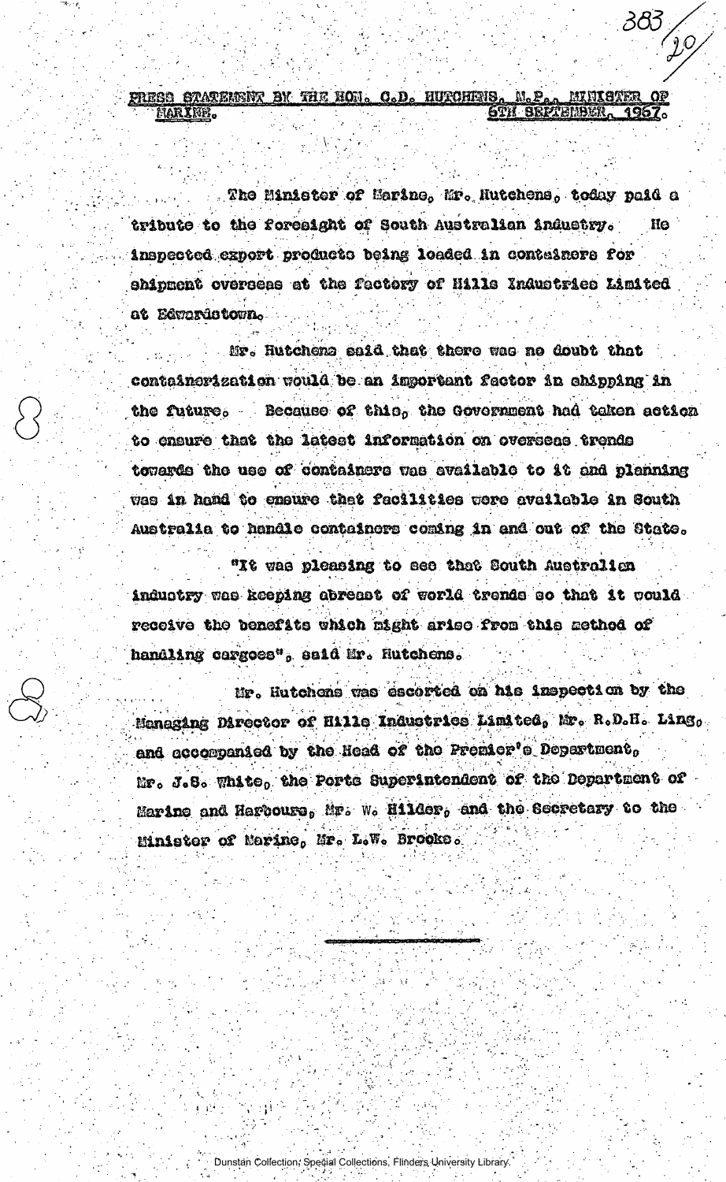PRESS STATEMENT BY THE HON. C.D. HUTCHENS, M.P., MINISTER OF MARINE. 6TH SEPTEMBER, 1967.

The Minister of Marine, Mr. Hutchens, today paid a tribute to the foresight of South Australian industry. He inspected export products being loaded in containers for shipment overseas at the factory of Hills Industries Limited at Edwardstown.

Mr. Hutchens said that there was no doubt that containerization would be an important factor in shipping in the future. Because of this, the Government had taken action to ensure that the latest information on overseas trends towards the use of containers was available to it and planning was in hand to ensure that facilities were available in South Australia to handle containers coming in and out of the State.

"It was pleasing to see that South Australian industry was keeping abreast of world trends so that it could receive the benefits which might arise from this method of handling cargoes", said Mr. Hutchens.

Mr. Hutchens was escorted on his inspection by the Managing Director of Hills Industries Limited, Mr. R.D.H. Ling, and accompanied by the Head of the Premier's Department, Mr. J.S. White, the Ports Superintendent of the Department of Marine and Harbours, Mr. W. Hilder, and the Secretary to the Minister of Marine, Mr. L.W. Brooks.

---